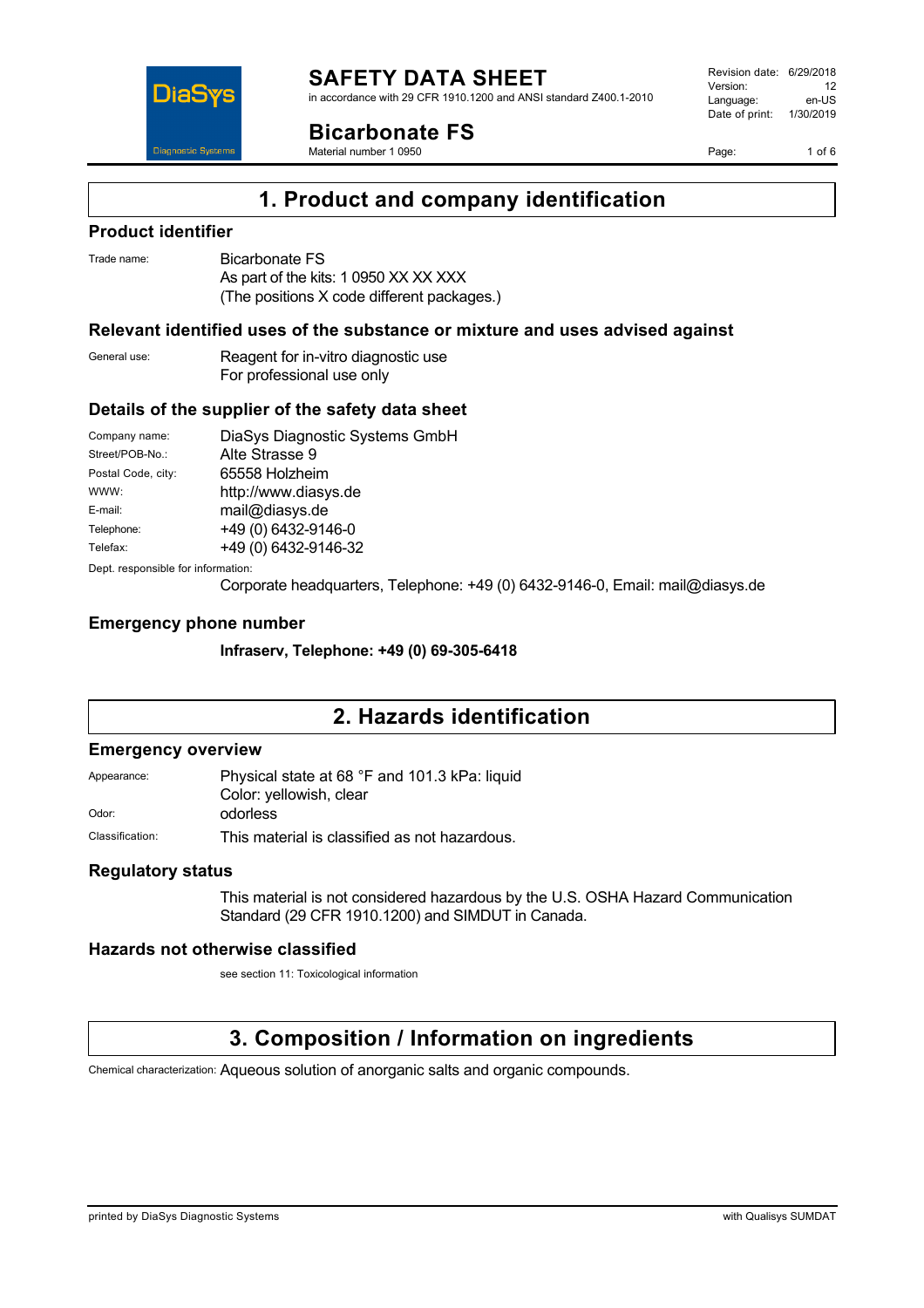# SAFETY DATA SHEET

in accordance with 29 CFR 1910.1200 and ANSI standard Z400.1-2010

Revision date: 6/29/2018
Version: 12
Language: en-US
Date of print: 1/30/2019

# Bicarbonate FS

Material number 1 0950

## 1. Product and company identification

### Product identifier

Trade name: Bicarbonate FS
As part of the kits: 1 0950 XX XX XXX
(The positions X code different packages.)

### Relevant identified uses of the substance or mixture and uses advised against

General use: Reagent for in-vitro diagnostic use
For professional use only

### Details of the supplier of the safety data sheet

Company name: DiaSys Diagnostic Systems GmbH
Street/POB-No.: Alte Strasse 9
Postal Code, city: 65558 Holzheim
WWW: http://www.diasys.de
E-mail: mail@diasys.de
Telephone: +49 (0) 6432-9146-0
Telefax: +49 (0) 6432-9146-32

Dept. responsible for information:
Corporate headquarters, Telephone: +49 (0) 6432-9146-0, Email: mail@diasys.de

### Emergency phone number

**Infraserv, Telephone: +49 (0) 69-305-6418**

## 2. Hazards identification

### Emergency overview

Appearance: Physical state at 68 °F and 101.3 kPa: liquid
Color: yellowish, clear

Odor: odorless

Classification: This material is classified as not hazardous.

### Regulatory status

This material is not considered hazardous by the U.S. OSHA Hazard Communication Standard (29 CFR 1910.1200) and SIMDUT in Canada.

### Hazards not otherwise classified

see section 11: Toxicological information

## 3. Composition / Information on ingredients

Chemical characterization: Aqueous solution of anorganic salts and organic compounds.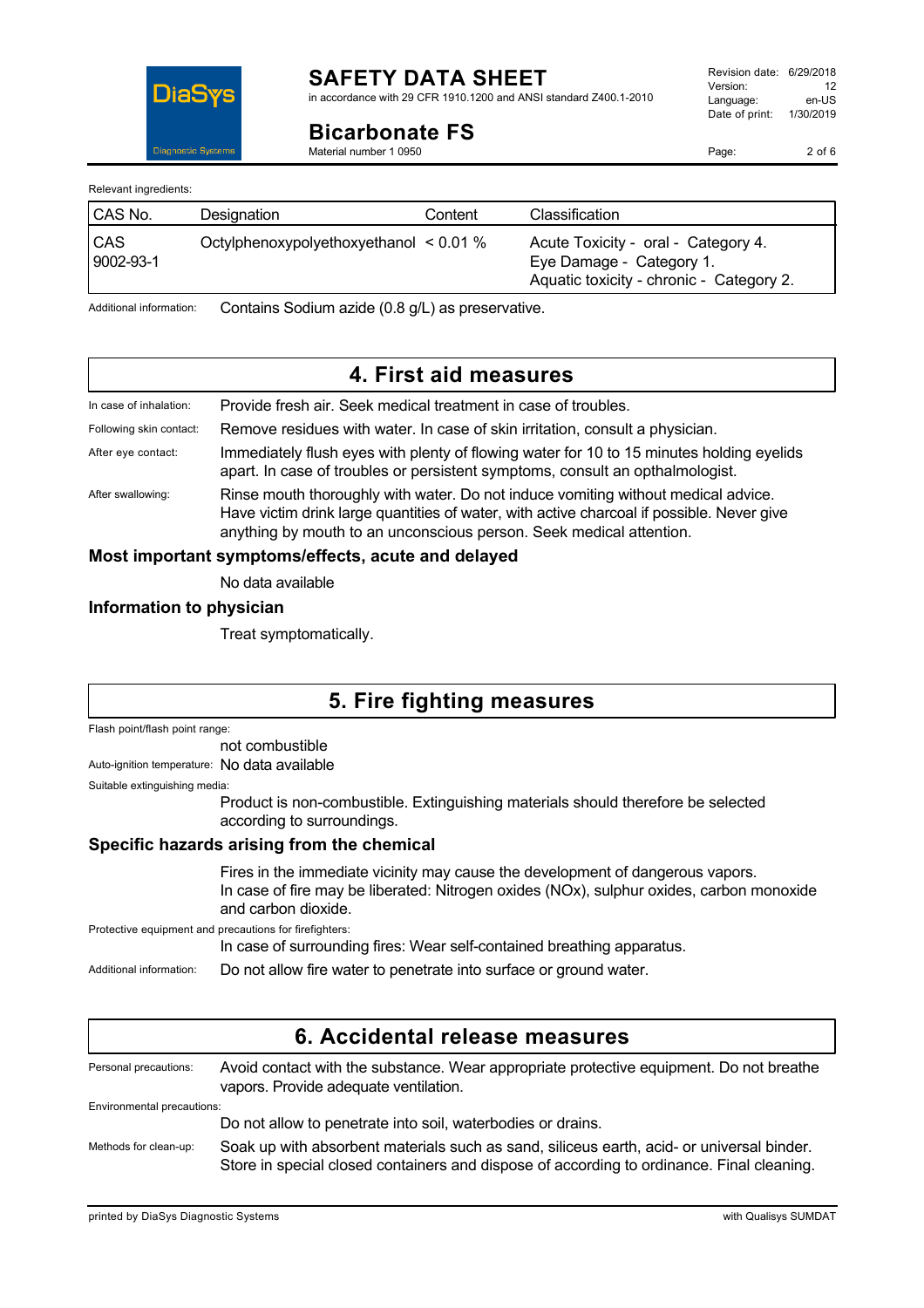Relevant ingredients:

| CAS No. | Designation | Content | Classification |
|---|---|---|---|
| CAS 9002-93-1 | Octylphenoxypolyethoxyethanol | < 0.01 % | Acute Toxicity - oral - Category 4. Eye Damage - Category 1. Aquatic toxicity - chronic - Category 2. |

Additional information: Contains Sodium azide (0.8 g/L) as preservative.

## 4. First aid measures

In case of inhalation: Provide fresh air. Seek medical treatment in case of troubles.

Following skin contact: Remove residues with water. In case of skin irritation, consult a physician.

After eye contact: Immediately flush eyes with plenty of flowing water for 10 to 15 minutes holding eyelids apart. In case of troubles or persistent symptoms, consult an opthalmologist.

After swallowing: Rinse mouth thoroughly with water. Do not induce vomiting without medical advice. Have victim drink large quantities of water, with active charcoal if possible. Never give anything by mouth to an unconscious person. Seek medical attention.

### Most important symptoms/effects, acute and delayed

No data available

### Information to physician

Treat symptomatically.

## 5. Fire fighting measures

Flash point/flash point range:
not combustible

Auto-ignition temperature: No data available

Suitable extinguishing media:
Product is non-combustible. Extinguishing materials should therefore be selected according to surroundings.

### Specific hazards arising from the chemical

Fires in the immediate vicinity may cause the development of dangerous vapors.
In case of fire may be liberated: Nitrogen oxides (NOx), sulphur oxides, carbon monoxide and carbon dioxide.

Protective equipment and precautions for firefighters:
In case of surrounding fires: Wear self-contained breathing apparatus.

Additional information: Do not allow fire water to penetrate into surface or ground water.

## 6. Accidental release measures

Personal precautions: Avoid contact with the substance. Wear appropriate protective equipment. Do not breathe vapors. Provide adequate ventilation.

Environmental precautions:
Do not allow to penetrate into soil, waterbodies or drains.

Methods for clean-up: Soak up with absorbent materials such as sand, siliceous earth, acid- or universal binder. Store in special closed containers and dispose of according to ordinance. Final cleaning.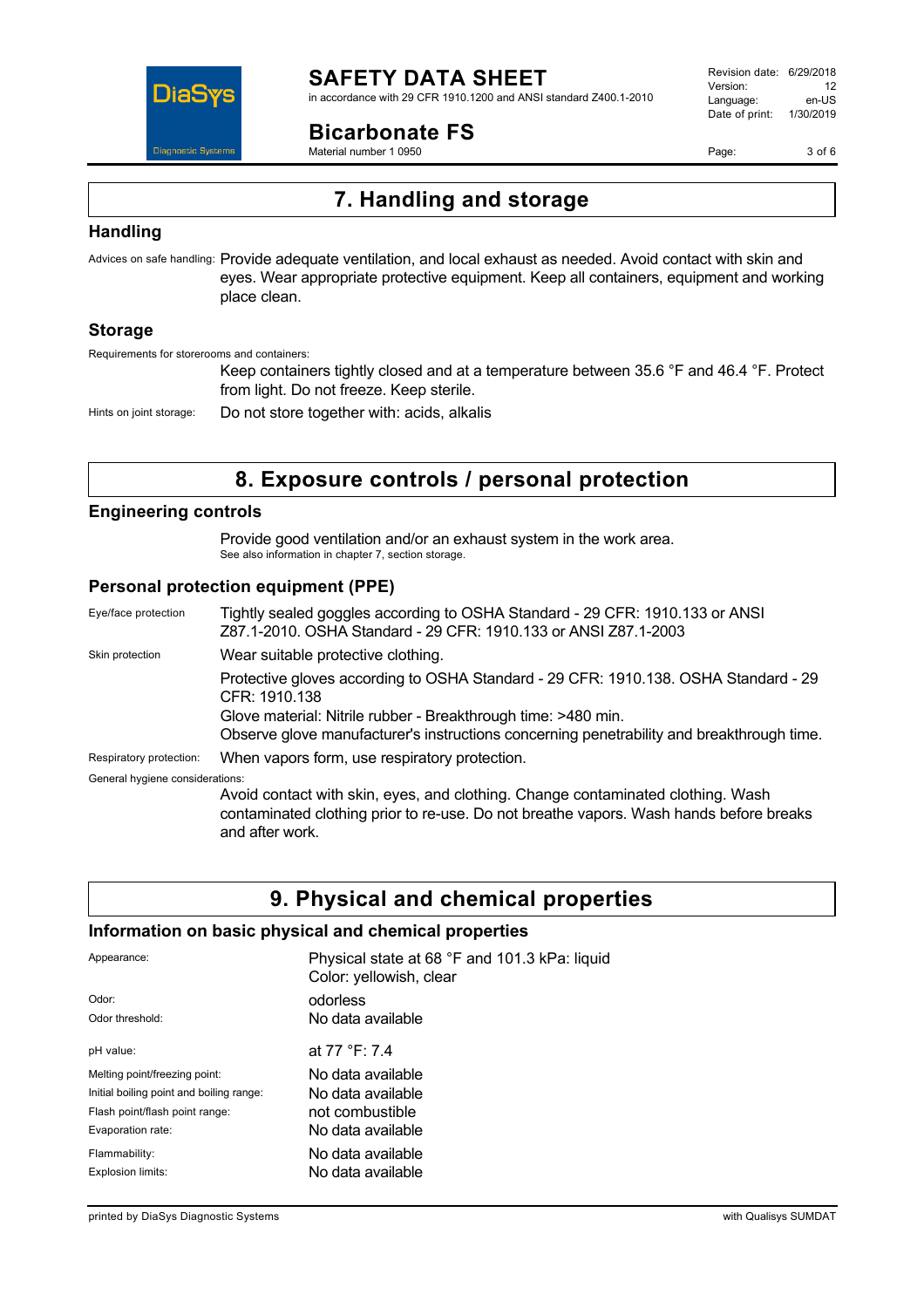## 7. Handling and storage

### Handling

Advices on safe handling: Provide adequate ventilation, and local exhaust as needed. Avoid contact with skin and eyes. Wear appropriate protective equipment. Keep all containers, equipment and working place clean.

### Storage

Requirements for storerooms and containers:

Keep containers tightly closed and at a temperature between 35.6 °F and 46.4 °F. Protect from light. Do not freeze. Keep sterile.

Hints on joint storage: Do not store together with: acids, alkalis

## 8. Exposure controls / personal protection

### Engineering controls

Provide good ventilation and/or an exhaust system in the work area.
See also information in chapter 7, section storage.

### Personal protection equipment (PPE)

Eye/face protection: Tightly sealed goggles according to OSHA Standard - 29 CFR: 1910.133 or ANSI Z87.1-2010. OSHA Standard - 29 CFR: 1910.133 or ANSI Z87.1-2003

Skin protection: Wear suitable protective clothing.

Protective gloves according to OSHA Standard - 29 CFR: 1910.138. OSHA Standard - 29 CFR: 1910.138
Glove material: Nitrile rubber - Breakthrough time: >480 min.
Observe glove manufacturer's instructions concerning penetrability and breakthrough time.

Respiratory protection: When vapors form, use respiratory protection.

General hygiene considerations:

Avoid contact with skin, eyes, and clothing. Change contaminated clothing. Wash contaminated clothing prior to re-use. Do not breathe vapors. Wash hands before breaks and after work.

## 9. Physical and chemical properties

### Information on basic physical and chemical properties

| Property | Value |
|---|---|
| Appearance: | Physical state at 68 °F and 101.3 kPa: liquid<br>Color: yellowish, clear |
| Odor: | odorless |
| Odor threshold: | No data available |
| pH value: | at 77 °F: 7.4 |
| Melting point/freezing point: | No data available |
| Initial boiling point and boiling range: | No data available |
| Flash point/flash point range: | not combustible |
| Evaporation rate: | No data available |
| Flammability: | No data available |
| Explosion limits: | No data available |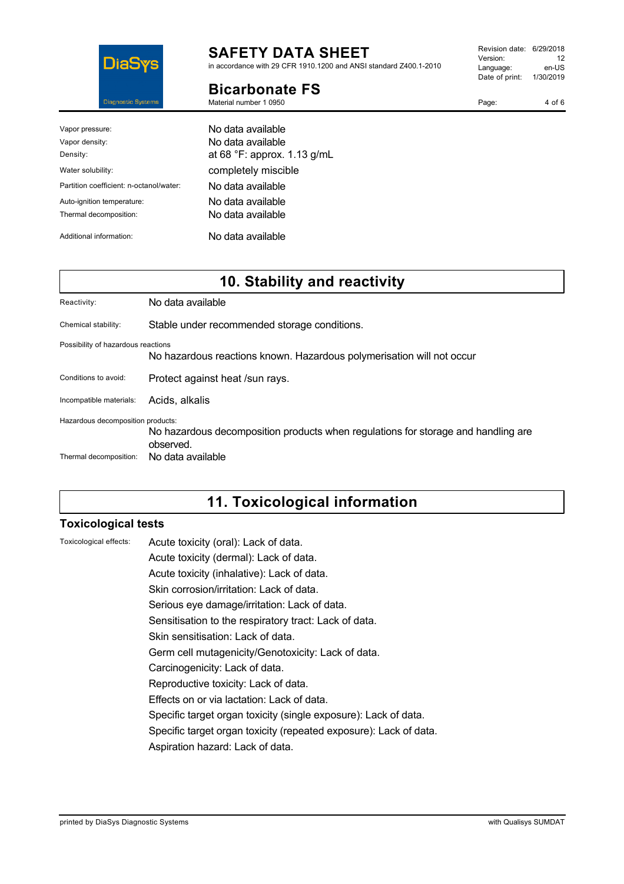| | |
|---|---|
| Vapor pressure: | No data available |
| Vapor density: | No data available |
| Density: | at 68 °F: approx. 1.13 g/mL |
| Water solubility: | completely miscible |
| Partition coefficient: n-octanol/water: | No data available |
| Auto-ignition temperature: | No data available |
| Thermal decomposition: | No data available |
| Additional information: | No data available |

# 10. Stability and reactivity

Reactivity: No data available

Chemical stability: Stable under recommended storage conditions.

Possibility of hazardous reactions

No hazardous reactions known. Hazardous polymerisation will not occur

Conditions to avoid: Protect against heat /sun rays.

Incompatible materials: Acids, alkalis

Hazardous decomposition products:

No hazardous decomposition products when regulations for storage and handling are observed.

Thermal decomposition: No data available

# 11. Toxicological information

## Toxicological tests

Toxicological effects:

Acute toxicity (oral): Lack of data.

Acute toxicity (dermal): Lack of data.

Acute toxicity (inhalative): Lack of data.

Skin corrosion/irritation: Lack of data.

Serious eye damage/irritation: Lack of data.

Sensitisation to the respiratory tract: Lack of data.

Skin sensitisation: Lack of data.

Germ cell mutagenicity/Genotoxicity: Lack of data.

Carcinogenicity: Lack of data.

Reproductive toxicity: Lack of data.

Effects on or via lactation: Lack of data.

Specific target organ toxicity (single exposure): Lack of data.

Specific target organ toxicity (repeated exposure): Lack of data.

Aspiration hazard: Lack of data.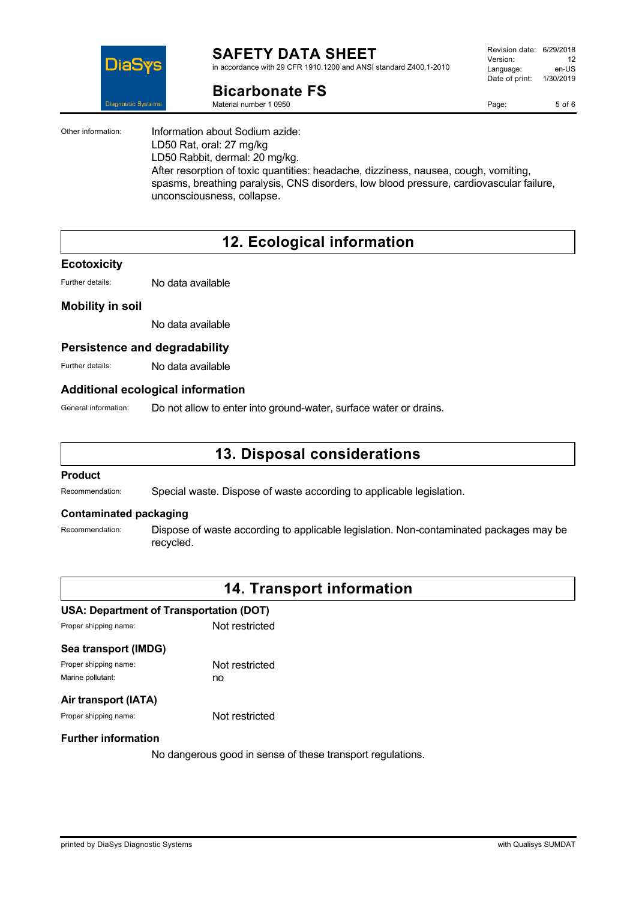Other information: Information about Sodium azide:
LD50 Rat, oral: 27 mg/kg
LD50 Rabbit, dermal: 20 mg/kg.
After resorption of toxic quantities: headache, dizziness, nausea, cough, vomiting, spasms, breathing paralysis, CNS disorders, low blood pressure, cardiovascular failure, unconsciousness, collapse.

## 12. Ecological information

### Ecotoxicity

Further details: No data available

### Mobility in soil

No data available

### Persistence and degradability

Further details: No data available

### Additional ecological information

General information: Do not allow to enter into ground-water, surface water or drains.

## 13. Disposal considerations

### Product

Recommendation: Special waste. Dispose of waste according to applicable legislation.

### Contaminated packaging

Recommendation: Dispose of waste according to applicable legislation. Non-contaminated packages may be recycled.

## 14. Transport information

### USA: Department of Transportation (DOT)

Proper shipping name: Not restricted

### Sea transport (IMDG)

Proper shipping name: Not restricted
Marine pollutant: no

### Air transport (IATA)

Proper shipping name: Not restricted

### Further information

No dangerous good in sense of these transport regulations.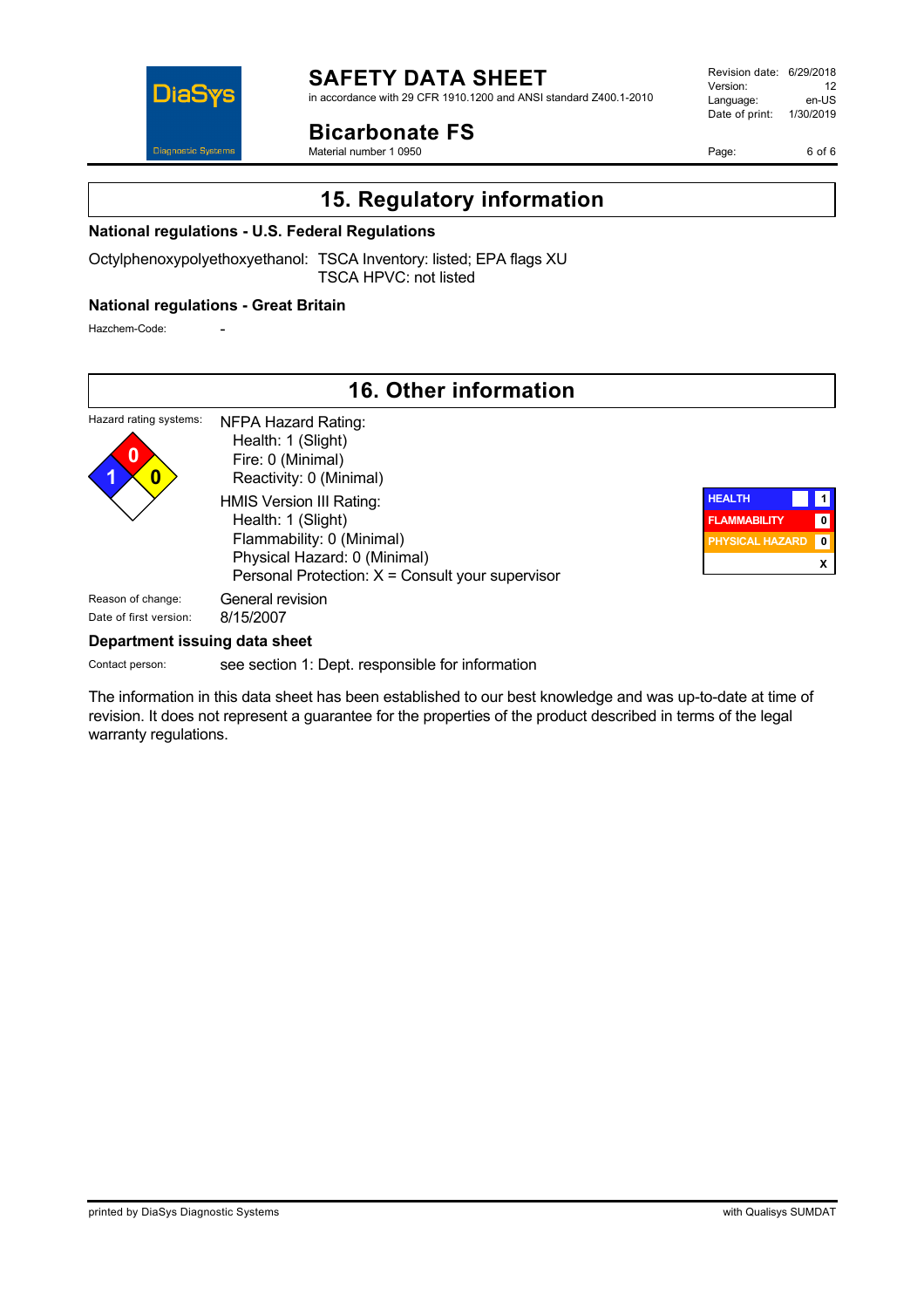## 15. Regulatory information

### National regulations - U.S. Federal Regulations

Octylphenoxypolyethoxyethanol: TSCA Inventory: listed; EPA flags XU
TSCA HPVC: not listed

### National regulations - Great Britain

Hazchem-Code: -

## 16. Other information

Hazard rating systems:

NFPA Hazard Rating:
- Health: 1 (Slight)
- Fire: 0 (Minimal)
- Reactivity: 0 (Minimal)

HMIS Version III Rating:
- Health: 1 (Slight)
- Flammability: 0 (Minimal)
- Physical Hazard: 0 (Minimal)
- Personal Protection: X = Consult your supervisor

| | |
|---|---|
| HEALTH | 1 |
| FLAMMABILITY | 0 |
| PHYSICAL HAZARD | 0 |
| | X |

Reason of change: General revision

Date of first version: 8/15/2007

### Department issuing data sheet

Contact person: see section 1: Dept. responsible for information

The information in this data sheet has been established to our best knowledge and was up-to-date at time of revision. It does not represent a guarantee for the properties of the product described in terms of the legal warranty regulations.